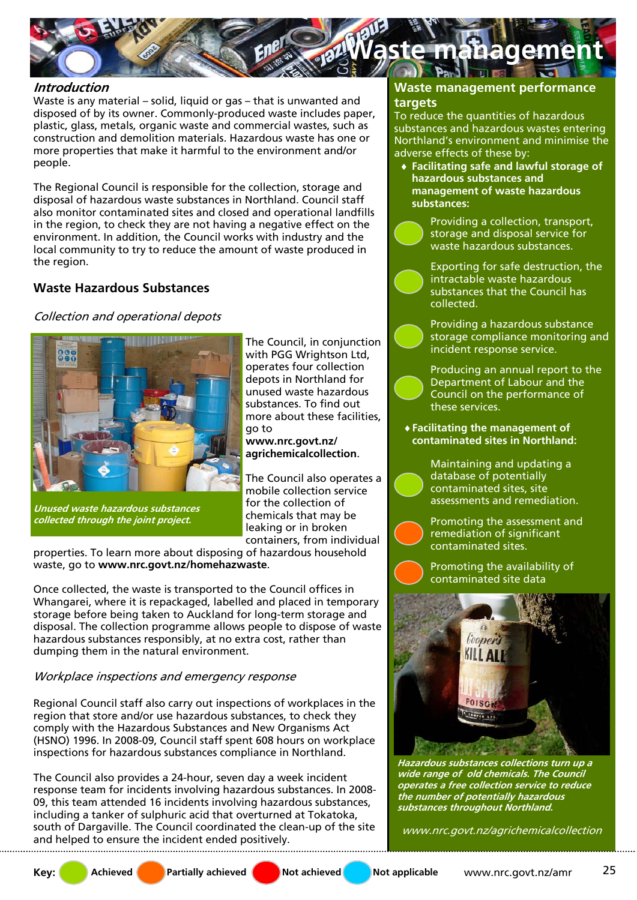# Waste management

## Introduction

Waste is any material – solid, liquid or gas – that is unwanted and disposed of by its owner. Commonly-produced waste includes paper, plastic, glass, metals, organic waste and commercial wastes, such as construction and demolition materials. Hazardous waste has one or more properties that make it harmful to the environment and/or people.

The Regional Council is responsible for the collection, storage and disposal of hazardous waste substances in Northland. Council staff also monitor contaminated sites and closed and operational landfills in the region, to check they are not having a negative effect on the environment. In addition, the Council works with industry and the local community to try to reduce the amount of waste produced in the region.

## Waste Hazardous Substances

### *Collection and operational depots*

*Unused waste hazardous substances collected through the joint project.*

The Council, in conjunction with PGG Wrighton Ltd, operates four collection depots in Northland for unused waste hazardous substances. To find out more about these facilities, go to **www.nrc.govt.nz/agrichemicalcollection**.

The Council also operates a mobile collection service for the collection of chemicals that may be leaking or in broken containers, from individual properties. To learn more about disposing of hazardous household waste, go to **www.nrc.govt.nz/homehazwaste**.

Once collected, the waste is transported to the Council offices in Whangarei, where it is repackaged, labelled and placed in temporary storage before being taken to Auckland for long-term storage and disposal. The collection programme allows people to dispose of waste hazardous substances responsibly, at no extra cost, rather than dumping them in the natural environment.

### *Workplace inspections and emergency response*

Regional Council staff also carry out inspections of workplaces in the region that store and/or use hazardous substances, to check they comply with the Hazardous Substances and New Organisms Act (HSNO) 1996. In 2008-09, Council staff spent 608 hours on workplace inspections for hazardous substances compliance in Northland.

The Council also provides a 24-hour, seven day a week incident response team for incidents involving hazardous substances. In 2008-09, this team attended 16 incidents involving hazardous substances, including a tanker of sulphuric acid that overturned at Tokatoka, south of Dargaville. The Council coordinated the clean-up of the site and helped to ensure the incident ended positively.

## Waste management performance targets

To reduce the quantities of hazardous substances and hazardous wastes entering Northland's environment and minimise the adverse effects of these by:

- **Facilitating safe and lawful storage of hazardous substances and management of waste hazardous substances:**
  - Providing a collection, transport, storage and disposal service for waste hazardous substances. (Achieved)
  - Exporting for safe destruction, the intractable waste hazardous substances that the Council has collected. (Achieved)
  - Providing a hazardous substance storage compliance monitoring and incident response service. (Achieved)
  - Producing an annual report to the Department of Labour and the Council on the performance of these services. (Achieved)
- **Facilitating the management of contaminated sites in Northland:**
  - Maintaining and updating a database of potentially contaminated sites, site assessments and remediation. (Achieved)
  - Promoting the assessment and remediation of significant contaminated sites. (Partially achieved)
  - Promoting the availability of contaminated site data (Partially achieved)

*Hazardous substances collections turn up a wide range of old chemicals. The Council operates a free collection service to reduce the number of potentially hazardous substances throughout Northland.*

*www.nrc.govt.nz/agrichemicalcollection*

**Key:** Achieved | Partially achieved | Not achieved | Not applicable

www.nrc.govt.nz/amr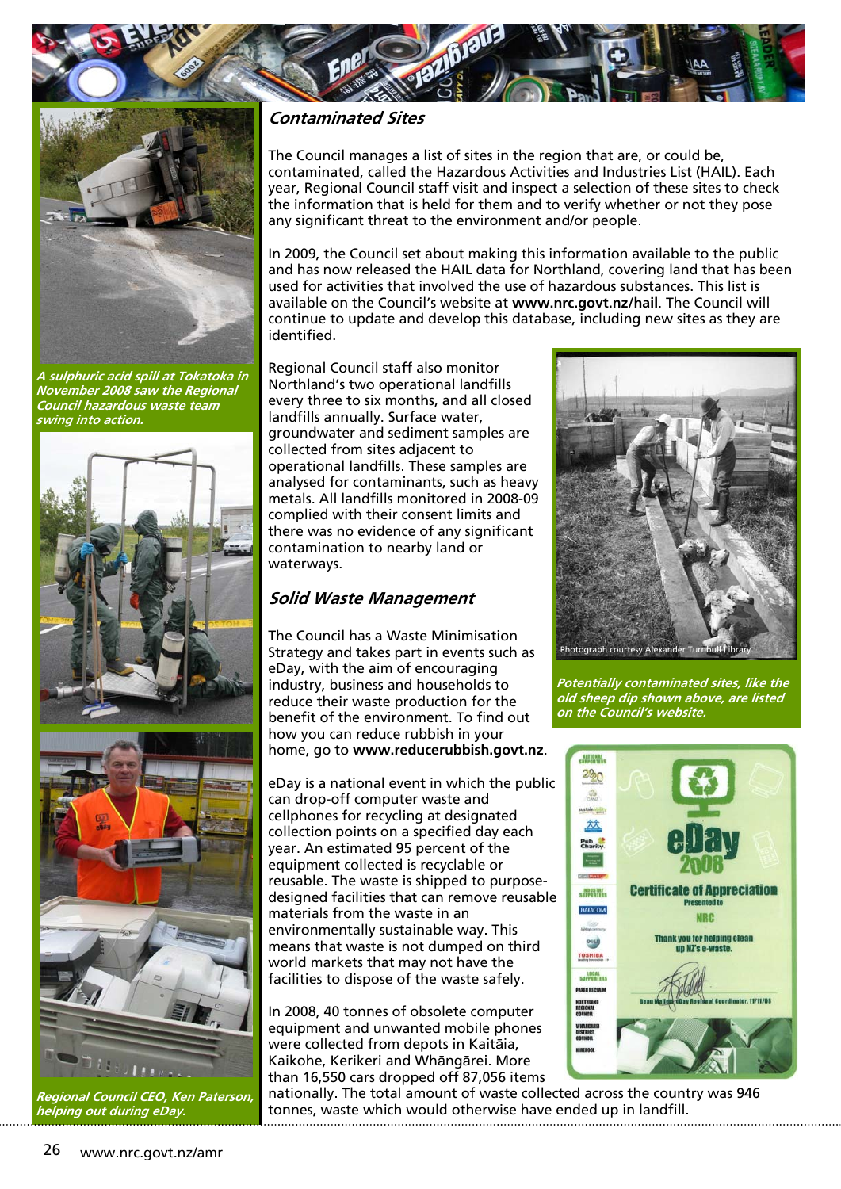## *Contaminated Sites*

The Council manages a list of sites in the region that are, or could be, contaminated, called the Hazardous Activities and Industries List (HAIL). Each year, Regional Council staff visit and inspect a selection of these sites to check the information that is held for them and to verify whether or not they pose any significant threat to the environment and/or people.

In 2009, the Council set about making this information available to the public and has now released the HAIL data for Northland, covering land that has been used for activities that involved the use of hazardous substances. This list is available on the Council's website at **www.nrc.govt.nz/hail**. The Council will continue to update and develop this database, including new sites as they are identified.

Regional Council staff also monitor Northland's two operational landfills every three to six months, and all closed landfills annually. Surface water, groundwater and sediment samples are collected from sites adjacent to operational landfills. These samples are analysed for contaminants, such as heavy metals. All landfills monitored in 2008-09 complied with their consent limits and there was no evidence of any significant contamination to nearby land or waterways.

*A sulphuric acid spill at Tokatoka in November 2008 saw the Regional Council hazardous waste team swing into action.*

Photograph courtesy Alexander Turnbull Library.

*Potentially contaminated sites, like the old sheep dip shown above, are listed on the Council's website.*

## *Solid Waste Management*

The Council has a Waste Minimisation Strategy and takes part in events such as eDay, with the aim of encouraging industry, business and households to reduce their waste production for the benefit of the environment. To find out how you can reduce rubbish in your home, go to **www.reducerubbish.govt.nz**.

eDay is a national event in which the public can drop-off computer waste and cellphones for recycling at designated collection points on a specified day each year. An estimated 95 percent of the equipment collected is recyclable or reusable. The waste is shipped to purpose-designed facilities that can remove reusable materials from the waste in an environmentally sustainable way. This means that waste is not dumped on third world markets that may not have the facilities to dispose of the waste safely.

In 2008, 40 tonnes of obsolete computer equipment and unwanted mobile phones were collected from depots in Kaitāia, Kaikohe, Kerikeri and Whāngārei. More than 16,550 cars dropped off 87,056 items nationally. The total amount of waste collected across the country was 946 tonnes, waste which would otherwise have ended up in landfill.

*Regional Council CEO, Ken Paterson, helping out during eDay.*